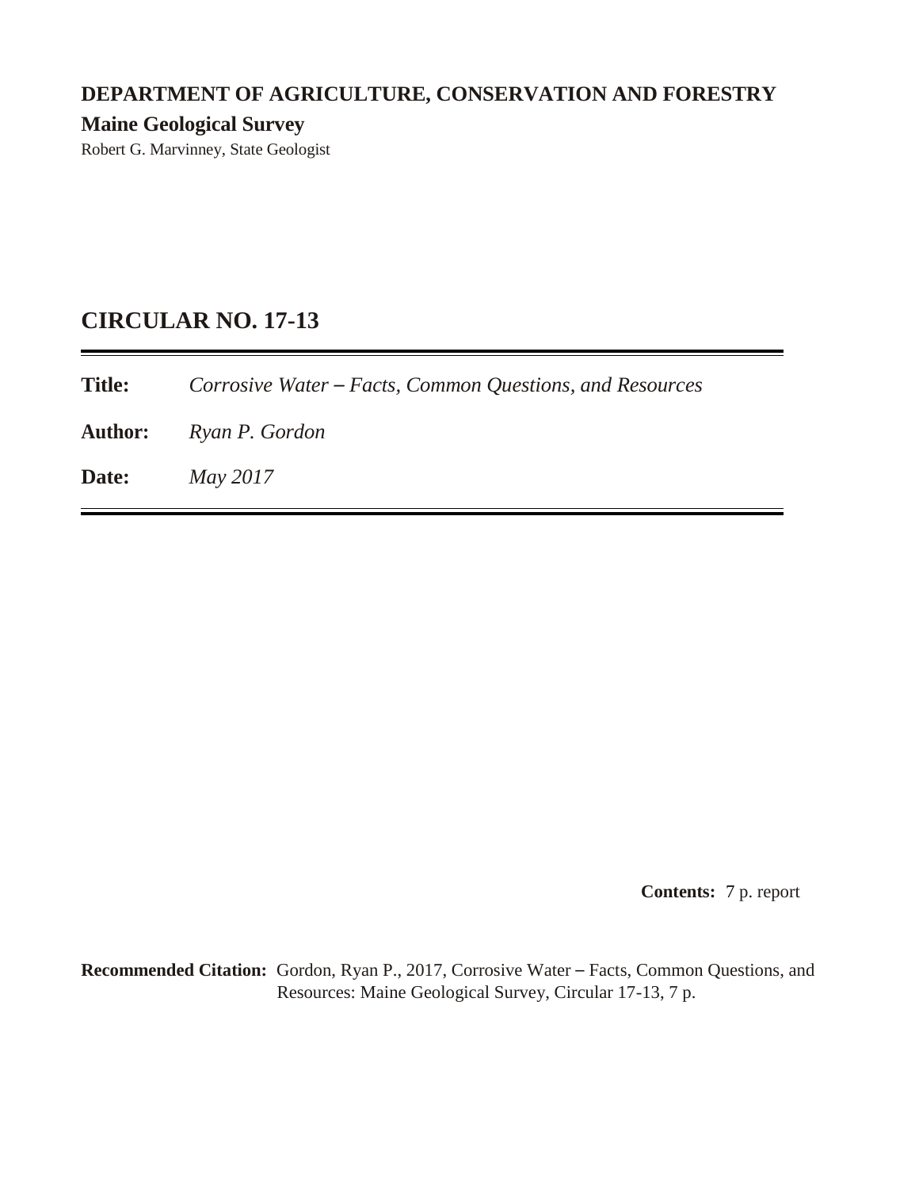**DEPARTMENT OF AGRICULTURE, CONSERVATION AND FORESTRY**

**Maine Geological Survey**

Robert G. Marvinney, State Geologist

## CIRCULAR NO. 17-13

**Title:** *Corrosive Water – Facts, Common Questions, and Resources*

**Author:** *Ryan P. Gordon*

**Date:** *May 2017*

**Contents:** 7 p. report

**Recommended Citation:** Gordon, Ryan P., 2017, Corrosive Water – Facts, Common Questions, and Resources: Maine Geological Survey, Circular 17-13, 7 p.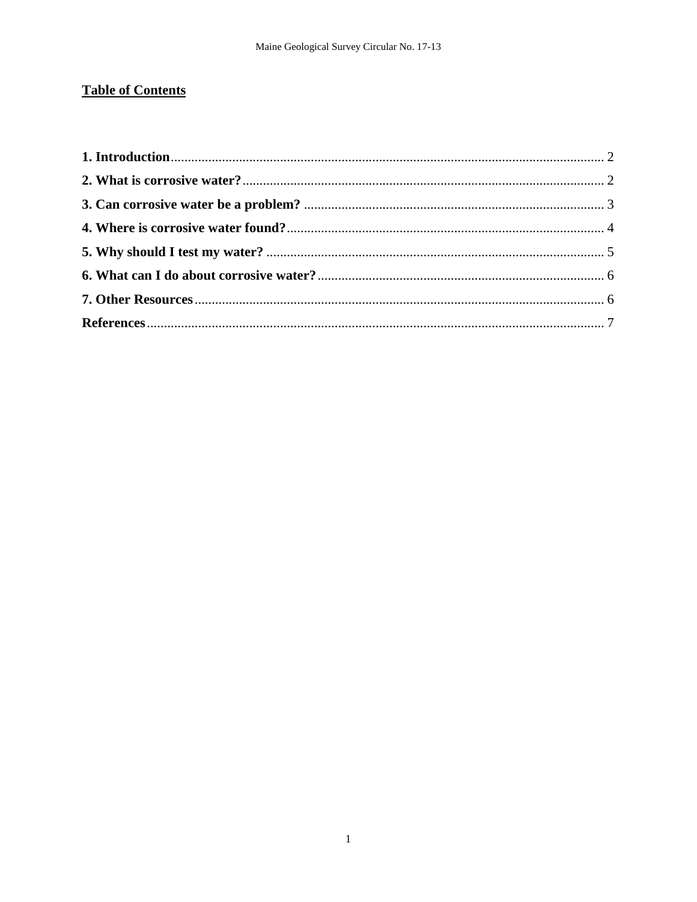## Table of Contents

**1. Introduction** .......... 2

**2. What is corrosive water?** .......... 2

**3. Can corrosive water be a problem?** .......... 3

**4. Where is corrosive water found?** .......... 4

**5. Why should I test my water?** .......... 5

**6. What can I do about corrosive water?** .......... 6

**7. Other Resources** .......... 6

**References** .......... 7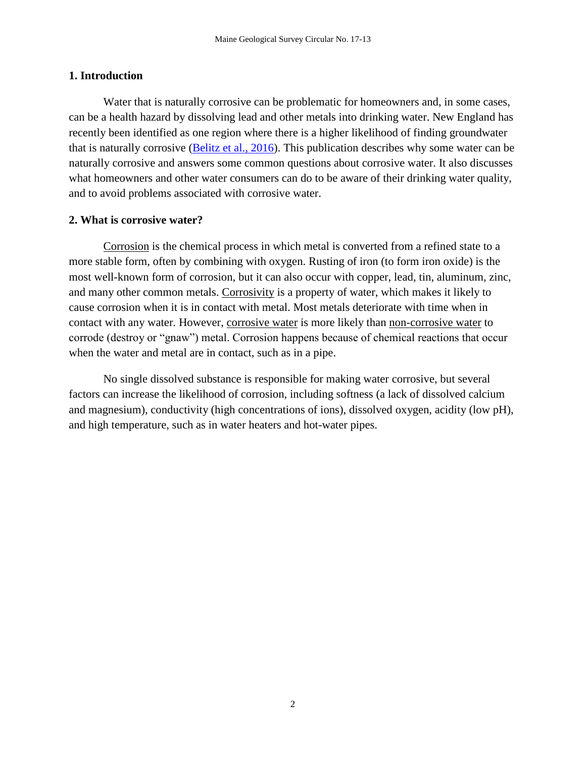## 1. Introduction

Water that is naturally corrosive can be problematic for homeowners and, in some cases, can be a health hazard by dissolving lead and other metals into drinking water. New England has recently been identified as one region where there is a higher likelihood of finding groundwater that is naturally corrosive (Belitz et al., 2016). This publication describes why some water can be naturally corrosive and answers some common questions about corrosive water. It also discusses what homeowners and other water consumers can do to be aware of their drinking water quality, and to avoid problems associated with corrosive water.

## 2. What is corrosive water?

Corrosion is the chemical process in which metal is converted from a refined state to a more stable form, often by combining with oxygen. Rusting of iron (to form iron oxide) is the most well-known form of corrosion, but it can also occur with copper, lead, tin, aluminum, zinc, and many other common metals. Corrosivity is a property of water, which makes it likely to cause corrosion when it is in contact with metal. Most metals deteriorate with time when in contact with any water. However, corrosive water is more likely than non-corrosive water to corrode (destroy or "gnaw") metal. Corrosion happens because of chemical reactions that occur when the water and metal are in contact, such as in a pipe.

No single dissolved substance is responsible for making water corrosive, but several factors can increase the likelihood of corrosion, including softness (a lack of dissolved calcium and magnesium), conductivity (high concentrations of ions), dissolved oxygen, acidity (low pH), and high temperature, such as in water heaters and hot-water pipes.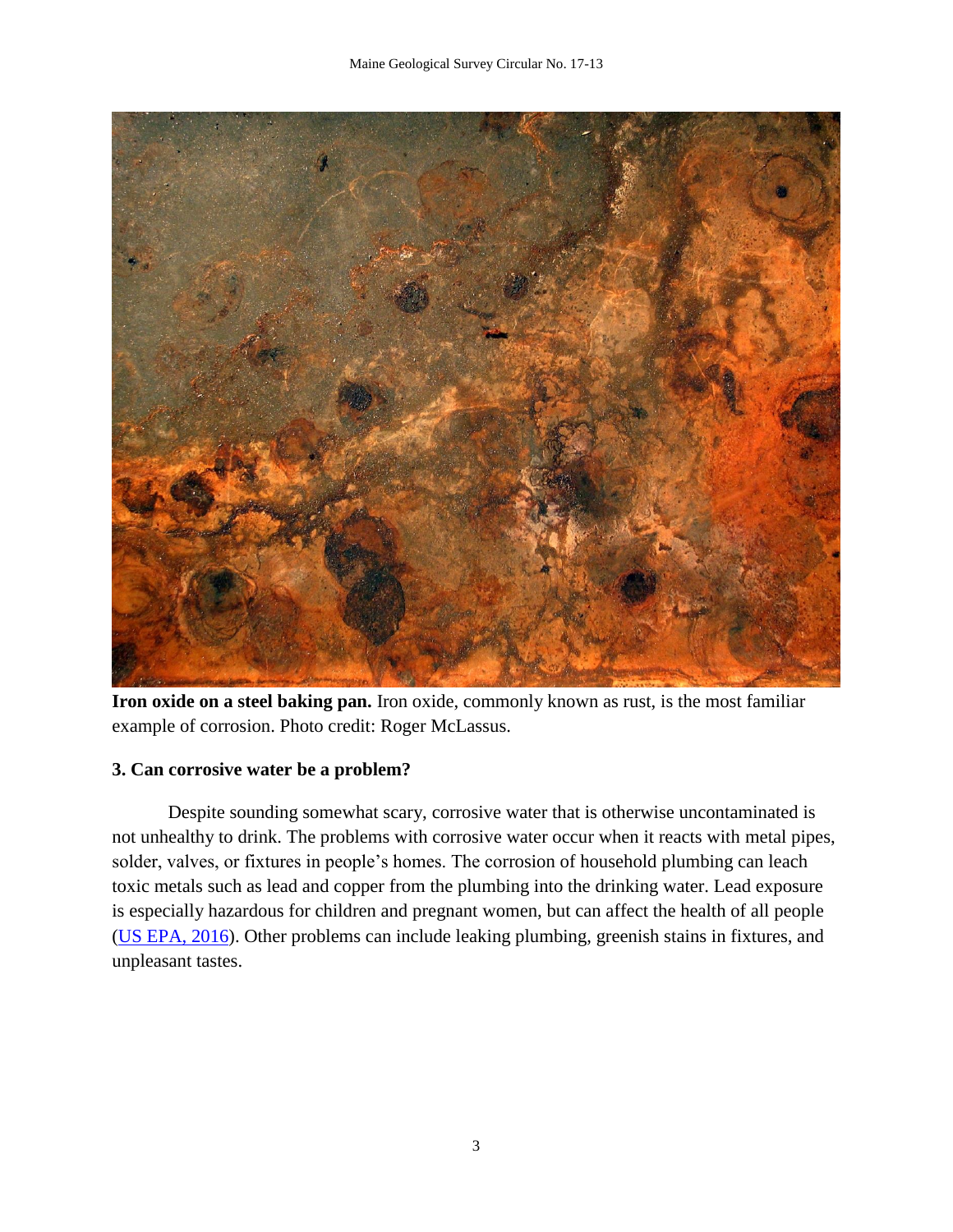**Iron oxide on a steel baking pan.** Iron oxide, commonly known as rust, is the most familiar example of corrosion. Photo credit: Roger McLassus.

### 3. Can corrosive water be a problem?

Despite sounding somewhat scary, corrosive water that is otherwise uncontaminated is not unhealthy to drink. The problems with corrosive water occur when it reacts with metal pipes, solder, valves, or fixtures in people's homes. The corrosion of household plumbing can leach toxic metals such as lead and copper from the plumbing into the drinking water. Lead exposure is especially hazardous for children and pregnant women, but can affect the health of all people (US EPA, 2016). Other problems can include leaking plumbing, greenish stains in fixtures, and unpleasant tastes.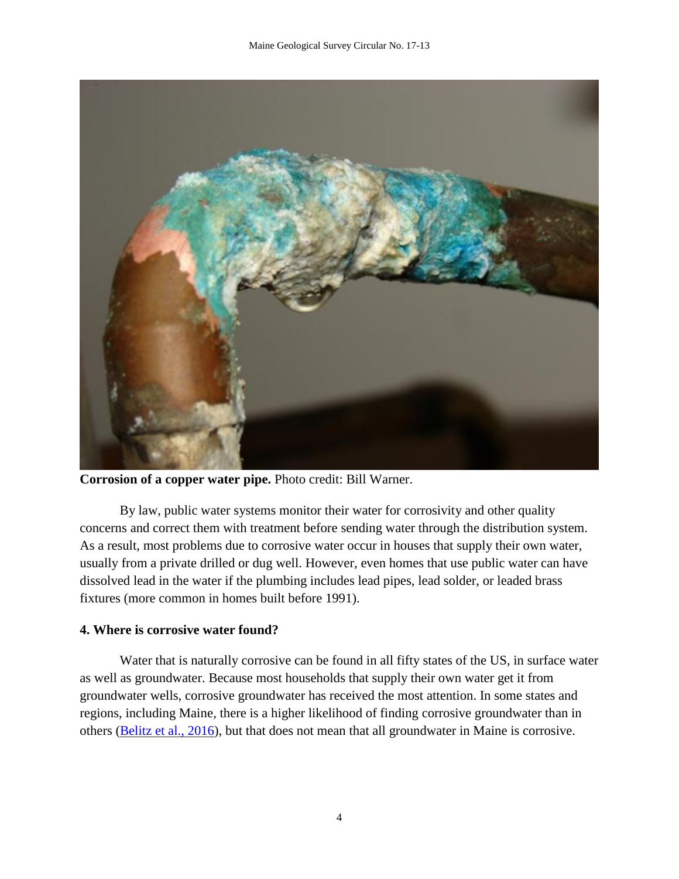**Corrosion of a copper water pipe.** Photo credit: Bill Warner.

By law, public water systems monitor their water for corrosivity and other quality concerns and correct them with treatment before sending water through the distribution system. As a result, most problems due to corrosive water occur in houses that supply their own water, usually from a private drilled or dug well. However, even homes that use public water can have dissolved lead in the water if the plumbing includes lead pipes, lead solder, or leaded brass fixtures (more common in homes built before 1991).

### 4. Where is corrosive water found?

Water that is naturally corrosive can be found in all fifty states of the US, in surface water as well as groundwater. Because most households that supply their own water get it from groundwater wells, corrosive groundwater has received the most attention. In some states and regions, including Maine, there is a higher likelihood of finding corrosive groundwater than in others (Belitz et al., 2016), but that does not mean that all groundwater in Maine is corrosive.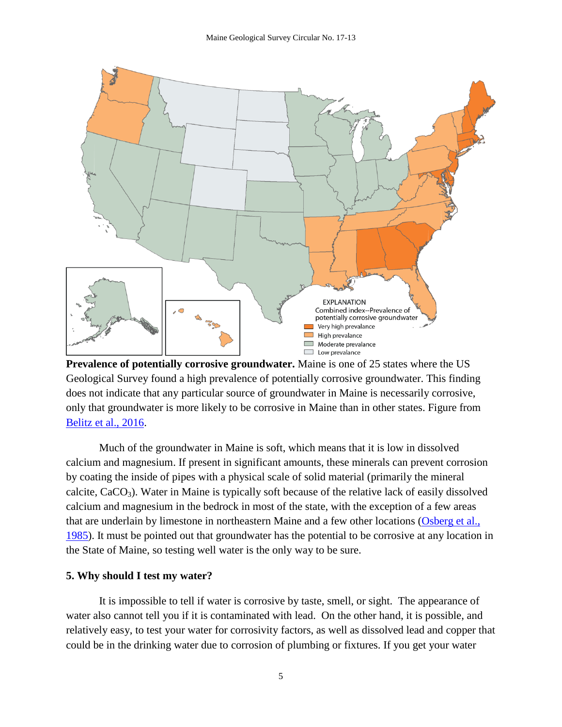**Prevalence of potentially corrosive groundwater.** Maine is one of 25 states where the US Geological Survey found a high prevalence of potentially corrosive groundwater. This finding does not indicate that any particular source of groundwater in Maine is necessarily corrosive, only that groundwater is more likely to be corrosive in Maine than in other states. Figure from [Belitz et al., 2016](Belitz et al., 2016).

Much of the groundwater in Maine is soft, which means that it is low in dissolved calcium and magnesium. If present in significant amounts, these minerals can prevent corrosion by coating the inside of pipes with a physical scale of solid material (primarily the mineral calcite, $CaCO_3$). Water in Maine is typically soft because of the relative lack of easily dissolved calcium and magnesium in the bedrock in most of the state, with the exception of a few areas that are underlain by limestone in northeastern Maine and a few other locations (Osberg et al., 1985). It must be pointed out that groundwater has the potential to be corrosive at any location in the State of Maine, so testing well water is the only way to be sure.

### 5. Why should I test my water?

It is impossible to tell if water is corrosive by taste, smell, or sight. The appearance of water also cannot tell you if it is contaminated with lead. On the other hand, it is possible, and relatively easy, to test your water for corrosivity factors, as well as dissolved lead and copper that could be in the drinking water due to corrosion of plumbing or fixtures. If you get your water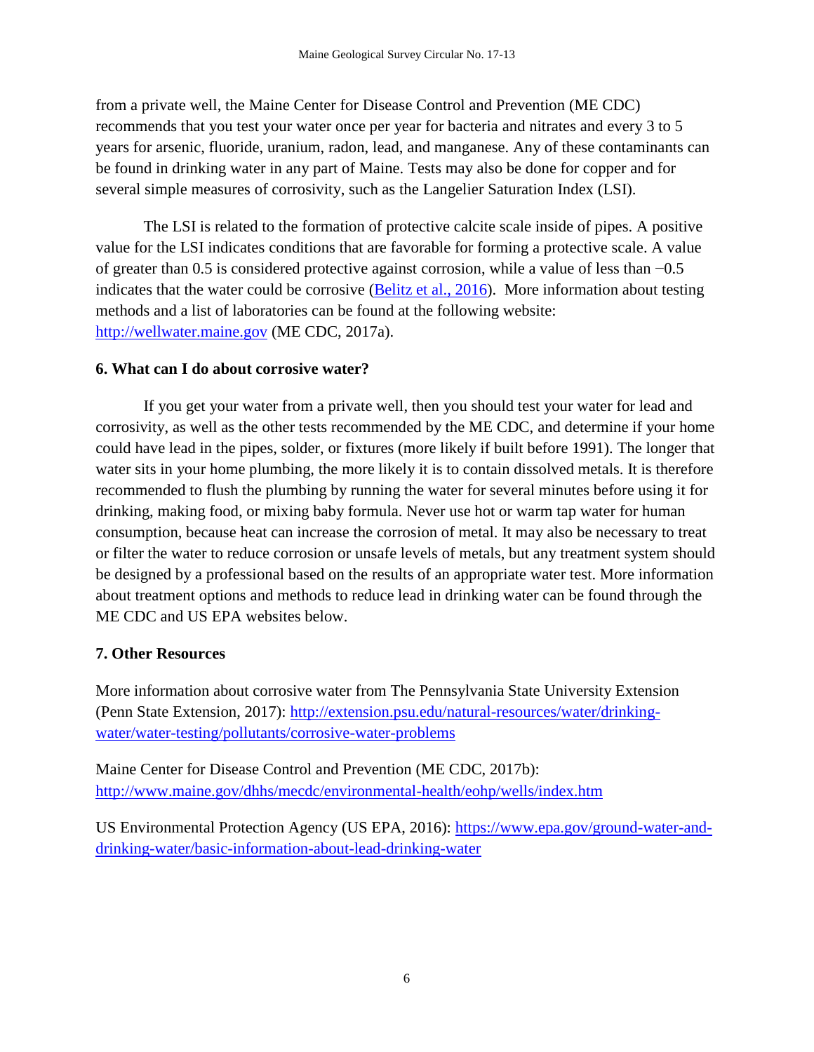from a private well, the Maine Center for Disease Control and Prevention (ME CDC) recommends that you test your water once per year for bacteria and nitrates and every 3 to 5 years for arsenic, fluoride, uranium, radon, lead, and manganese. Any of these contaminants can be found in drinking water in any part of Maine. Tests may also be done for copper and for several simple measures of corrosivity, such as the Langelier Saturation Index (LSI).

The LSI is related to the formation of protective calcite scale inside of pipes. A positive value for the LSI indicates conditions that are favorable for forming a protective scale. A value of greater than 0.5 is considered protective against corrosion, while a value of less than −0.5 indicates that the water could be corrosive ([Belitz et al., 2016](#)). More information about testing methods and a list of laboratories can be found at the following website: [http://wellwater.maine.gov](http://wellwater.maine.gov) (ME CDC, 2017a).

### 6. What can I do about corrosive water?

If you get your water from a private well, then you should test your water for lead and corrosivity, as well as the other tests recommended by the ME CDC, and determine if your home could have lead in the pipes, solder, or fixtures (more likely if built before 1991). The longer that water sits in your home plumbing, the more likely it is to contain dissolved metals. It is therefore recommended to flush the plumbing by running the water for several minutes before using it for drinking, making food, or mixing baby formula. Never use hot or warm tap water for human consumption, because heat can increase the corrosion of metal. It may also be necessary to treat or filter the water to reduce corrosion or unsafe levels of metals, but any treatment system should be designed by a professional based on the results of an appropriate water test. More information about treatment options and methods to reduce lead in drinking water can be found through the ME CDC and US EPA websites below.

### 7. Other Resources

More information about corrosive water from The Pennsylvania State University Extension (Penn State Extension, 2017): [http://extension.psu.edu/natural-resources/water/drinking-water/water-testing/pollutants/corrosive-water-problems](http://extension.psu.edu/natural-resources/water/drinking-water/water-testing/pollutants/corrosive-water-problems)

Maine Center for Disease Control and Prevention (ME CDC, 2017b): [http://www.maine.gov/dhhs/mecdc/environmental-health/eohp/wells/index.htm](http://www.maine.gov/dhhs/mecdc/environmental-health/eohp/wells/index.htm)

US Environmental Protection Agency (US EPA, 2016): [https://www.epa.gov/ground-water-and-drinking-water/basic-information-about-lead-drinking-water](https://www.epa.gov/ground-water-and-drinking-water/basic-information-about-lead-drinking-water)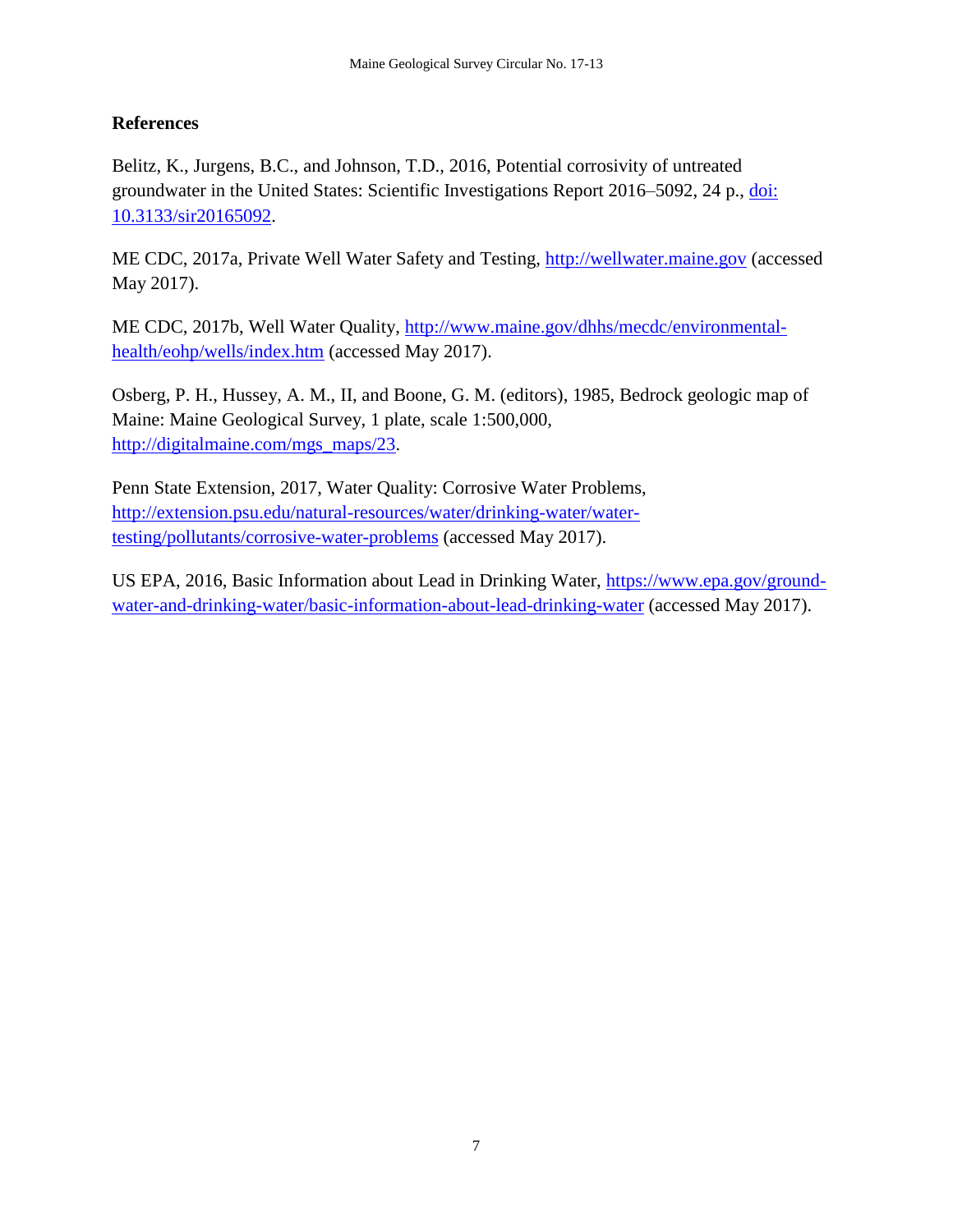## References

Belitz, K., Jurgens, B.C., and Johnson, T.D., 2016, Potential corrosivity of untreated groundwater in the United States: Scientific Investigations Report 2016–5092, 24 p., doi: 10.3133/sir20165092.

ME CDC, 2017a, Private Well Water Safety and Testing, http://wellwater.maine.gov (accessed May 2017).

ME CDC, 2017b, Well Water Quality, http://www.maine.gov/dhhs/mecdc/environmental-health/eohp/wells/index.htm (accessed May 2017).

Osberg, P. H., Hussey, A. M., II, and Boone, G. M. (editors), 1985, Bedrock geologic map of Maine: Maine Geological Survey, 1 plate, scale 1:500,000, http://digitalmaine.com/mgs_maps/23.

Penn State Extension, 2017, Water Quality: Corrosive Water Problems, http://extension.psu.edu/natural-resources/water/drinking-water/water-testing/pollutants/corrosive-water-problems (accessed May 2017).

US EPA, 2016, Basic Information about Lead in Drinking Water, https://www.epa.gov/ground-water-and-drinking-water/basic-information-about-lead-drinking-water (accessed May 2017).